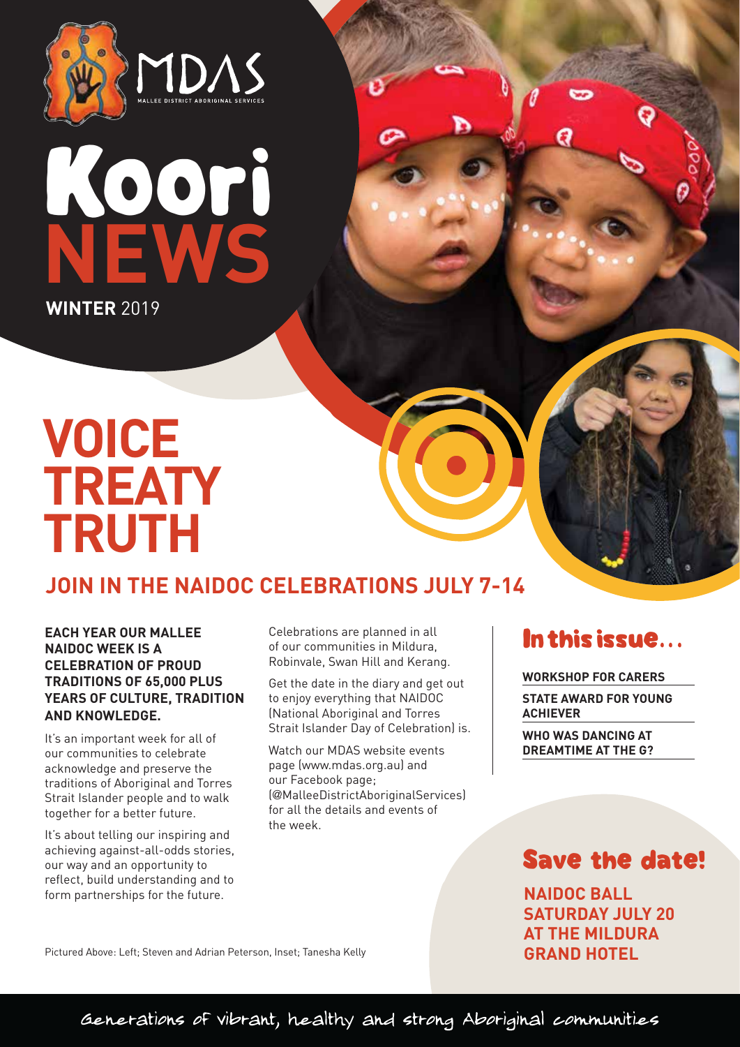MDAS

MALLEE DISTRICT ABORIGINAL SERVICES

# Koori NEWS

**WINTER** 2019

# VOICE TREATY TRUTH

## JOIN IN THE NAIDOC CELEBRATIONS JULY 7-14

**EACH YEAR OUR MALLEE NAIDOC WEEK IS A CELEBRATION OF PROUD TRADITIONS OF 65,000 PLUS YEARS OF CULTURE, TRADITION AND KNOWLEDGE.**

It's an important week for all of our communities to celebrate acknowledge and preserve the traditions of Aboriginal and Torres Strait Islander people and to walk together for a better future.

It's about telling our inspiring and achieving against-all-odds stories, our way and an opportunity to reflect, build understanding and to form partnerships for the future.

Celebrations are planned in all of our communities in Mildura, Robinvale, Swan Hill and Kerang.

Get the date in the diary and get out to enjoy everything that NAIDOC (National Aboriginal and Torres Strait Islander Day of Celebration) is.

Watch our MDAS website events page (www.mdas.org.au) and our Facebook page; (@MalleeDistrictAboriginalServices) for all the details and events of the week.

Pictured Above: Left; Steven and Adrian Peterson, Inset; Tanesha Kelly

## In this issue...

- **WORKSHOP FOR CARERS**
- **STATE AWARD FOR YOUNG ACHIEVER**
- **WHO WAS DANCING AT DREAMTIME AT THE G?**

## Save the date!

**NAIDOC BALL SATURDAY JULY 20 AT THE MILDURA GRAND HOTEL**

Generations of vibrant, healthy and strong Aboriginal communities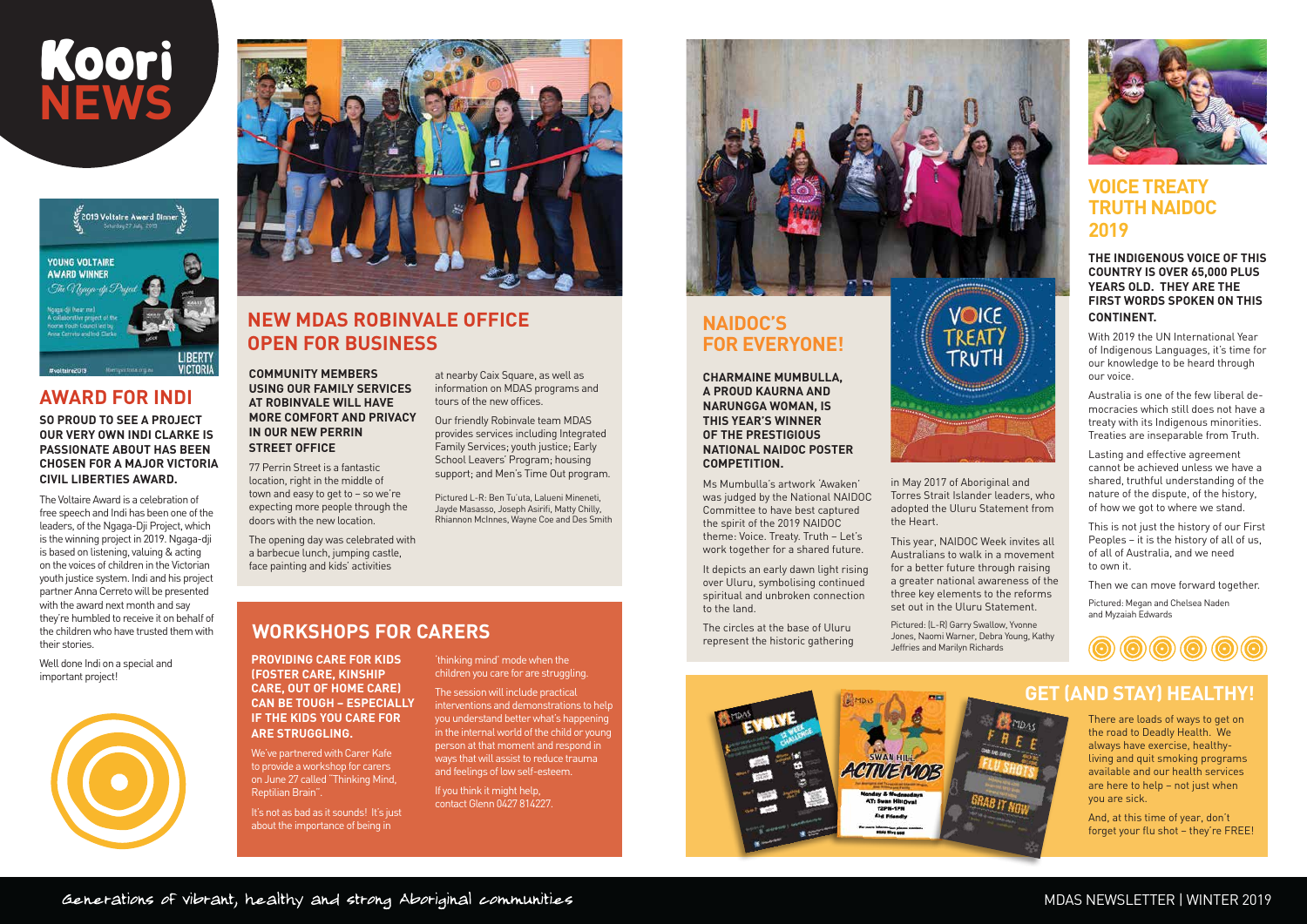# Koori NEWS

## AWARD FOR INDI

**SO PROUD TO SEE A PROJECT OUR VERY OWN INDI CLARKE IS PASSIONATE ABOUT HAS BEEN CHOSEN FOR A MAJOR VICTORIA CIVIL LIBERTIES AWARD.**

The Voltaire Award is a celebration of free speech and Indi has been one of the leaders, of the Ngaga-Dji Project, which is the winning project in 2019. Ngaga-dji is based on listening, valuing & acting on the voices of children in the Victorian youth justice system. Indi and his project partner Anna Cerreto will be presented with the award next month and say they're humbled to receive it on behalf of the children who have trusted them with their stories.

Well done Indi on a special and important project!

## NEW MDAS ROBINVALE OFFICE OPEN FOR BUSINESS

**COMMUNITY MEMBERS USING OUR FAMILY SERVICES AT ROBINVALE WILL HAVE MORE COMFORT AND PRIVACY IN OUR NEW PERRIN STREET OFFICE**

77 Perrin Street is a fantastic location, right in the middle of town and easy to get to – so we're expecting more people through the doors with the new location.

The opening day was celebrated with a barbecue lunch, jumping castle, face painting and kids' activities at nearby Caix Square, as well as information on MDAS programs and tours of the new offices.

Our friendly Robinvale team MDAS provides services including Integrated Family Services; youth justice; Early School Leavers' Program; housing support; and Men's Time Out program.

Pictured L-R: Ben Tu'uta, Lalueni Mineneti, Jayde Masasso, Joseph Asirifi, Matty Chilly, Rhiannon McInnes, Wayne Coe and Des Smith

## WORKSHOPS FOR CARERS

**PROVIDING CARE FOR KIDS (FOSTER CARE, KINSHIP CARE, OUT OF HOME CARE) CAN BE TOUGH – ESPECIALLY IF THE KIDS YOU CARE FOR ARE STRUGGLING.**

We've partnered with Carer Kafe to provide a workshop for carers on June 27 called "Thinking Mind, Reptilian Brain".

It's not as bad as it sounds! It's just about the importance of being in 'thinking mind' mode when the children you care for are struggling.

The session will include practical interventions and demonstrations to help you understand better what's happening in the internal world of the child or young person at that moment and respond in ways that will assist to reduce trauma and feelings of low self-esteem.

If you think it might help, contact Glenn 0427 814227.

## NAIDOC'S FOR EVERYONE!

**CHARMAINE MUMBULLA, A PROUD KAURNA AND NARUNGGA WOMAN, IS THIS YEAR'S WINNER OF THE PRESTIGIOUS NATIONAL NAIDOC POSTER COMPETITION.**

Ms Mumbulla's artwork 'Awaken' was judged by the National NAIDOC Committee to have best captured the spirit of the 2019 NAIDOC theme: Voice. Treaty. Truth – Let's work together for a shared future.

It depicts an early dawn light rising over Uluru, symbolising continued spiritual and unbroken connection to the land.

The circles at the base of Uluru represent the historic gathering in May 2017 of Aboriginal and Torres Strait Islander leaders, who adopted the Uluru Statement from the Heart.

This year, NAIDOC Week invites all Australians to walk in a movement for a better future through raising a greater national awareness of the three key elements to the reforms set out in the Uluru Statement.

Pictured: (L-R) Garry Swallow, Yvonne Jones, Naomi Warner, Debra Young, Kathy Jeffries and Marilyn Richards

## VOICE TREATY TRUTH NAIDOC 2019

**THE INDIGENOUS VOICE OF THIS COUNTRY IS OVER 65,000 PLUS YEARS OLD. THEY ARE THE FIRST WORDS SPOKEN ON THIS CONTINENT.**

With 2019 the UN International Year of Indigenous Languages, it's time for our knowledge to be heard through our voice.

Australia is one of the few liberal democracies which still does not have a treaty with its Indigenous minorities. Treaties are inseparable from Truth.

Lasting and effective agreement cannot be achieved unless we have a shared, truthful understanding of the nature of the dispute, of the history, of how we got to where we stand.

This is not just the history of our First Peoples – it is the history of all of us, of all of Australia, and we need to own it.

Then we can move forward together.

Pictured: Megan and Chelsea Naden and Myzaiah Edwards

## GET (AND STAY) HEALTHY!

There are loads of ways to get on the road to Deadly Health. We always have exercise, healthy-living and quit smoking programs available and our health services are here to help – not just when you are sick.

And, at this time of year, don't forget your flu shot – they're FREE!

Generations of vibrant, healthy and strong Aboriginal communities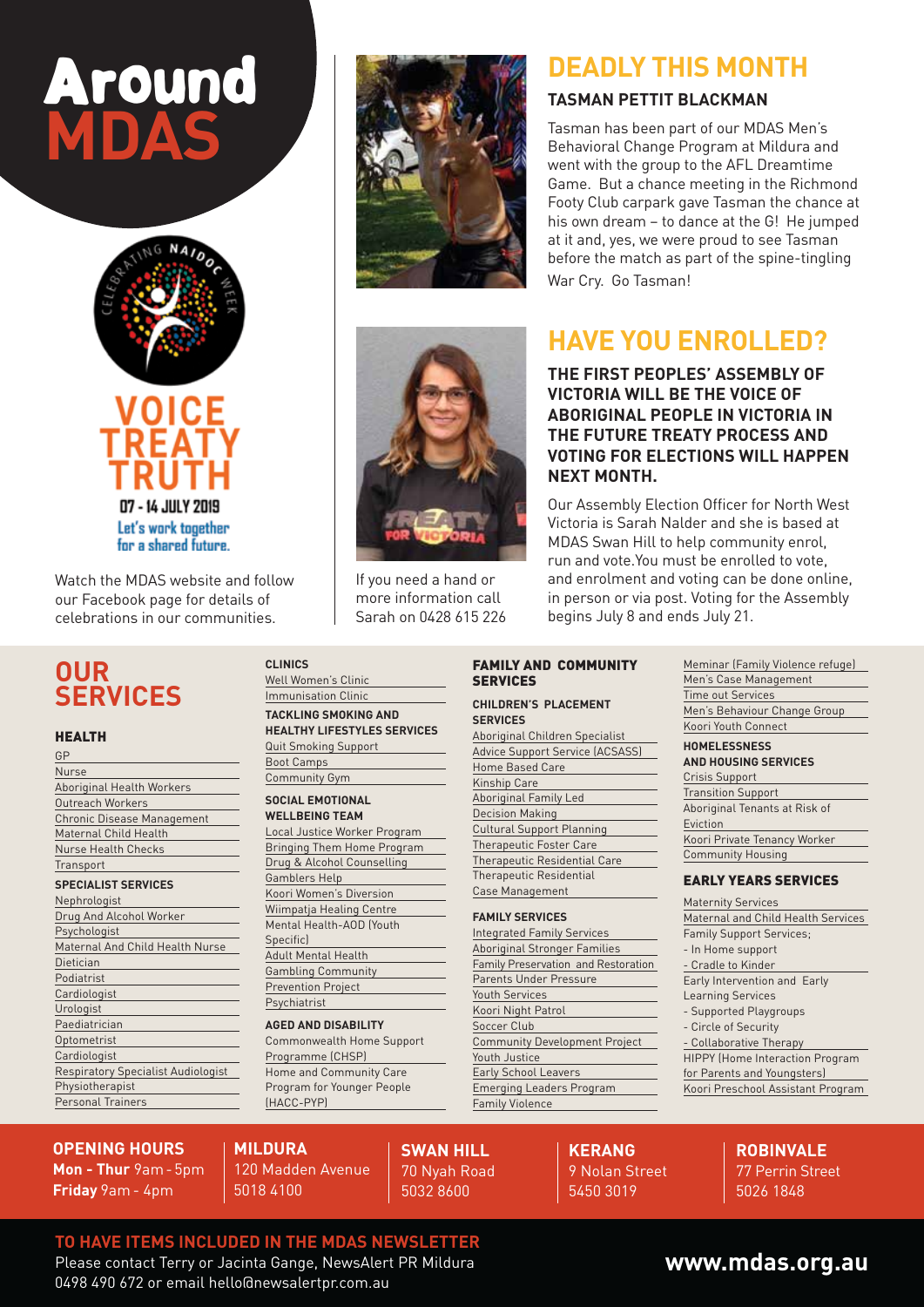# Around MDAS

VOICE TREATY TRUTH

07 - 14 JULY 2019

Let's work together for a shared future.

Watch the MDAS website and follow our Facebook page for details of celebrations in our communities.

If you need a hand or more information call Sarah on 0428 615 226

## DEADLY THIS MONTH

### TASMAN PETTIT BLACKMAN

Tasman has been part of our MDAS Men's Behavioral Change Program at Mildura and went with the group to the AFL Dreamtime Game. But a chance meeting in the Richmond Footy Club carpark gave Tasman the chance at his own dream – to dance at the G! He jumped at it and, yes, we were proud to see Tasman before the match as part of the spine-tingling War Cry. Go Tasman!

## HAVE YOU ENROLLED?

**THE FIRST PEOPLES' ASSEMBLY OF VICTORIA WILL BE THE VOICE OF ABORIGINAL PEOPLE IN VICTORIA IN THE FUTURE TREATY PROCESS AND VOTING FOR ELECTIONS WILL HAPPEN NEXT MONTH.**

Our Assembly Election Officer for North West Victoria is Sarah Nalder and she is based at MDAS Swan Hill to help community enrol, run and vote.You must be enrolled to vote, and enrolment and voting can be done online, in person or via post. Voting for the Assembly begins July 8 and ends July 21.

## OUR SERVICES

### HEALTH

- GP
- Nurse
- Aboriginal Health Workers
- Outreach Workers
- Chronic Disease Management
- Maternal Child Health
- Nurse Health Checks
- Transport

**SPECIALIST SERVICES**

- Nephrologist
- Drug And Alcohol Worker
- Psychologist
- Maternal And Child Health Nurse
- Dietician
- Podiatrist
- Cardiologist
- Urologist
- Paediatrician
- Optometrist
- Cardiologist
- Respiratory Specialist Audiologist
- Physiotherapist
- Personal Trainers

**CLINICS**

- Well Women's Clinic
- Immunisation Clinic

**TACKLING SMOKING AND HEALTHY LIFESTYLES SERVICES**

- Quit Smoking Support
- Boot Camps
- Community Gym

**SOCIAL EMOTIONAL WELLBEING TEAM**

- Local Justice Worker Program
- Bringing Them Home Program
- Drug & Alcohol Counselling
- Gamblers Help
- Koori Women's Diversion
- Wiimpatja Healing Centre
- Mental Health-AOD (Youth Specific)
- Adult Mental Health
- Gambling Community Prevention Project
- Psychiatrist

**AGED AND DISABILITY**

- Commonwealth Home Support Programme (CHSP)
- Home and Community Care Program for Younger People (HACC-PYP)

### FAMILY AND COMMUNITY SERVICES

**CHILDREN'S PLACEMENT SERVICES**

- Aboriginal Children Specialist Advice Support Service (ACSASS)
- Home Based Care
- Kinship Care
- Aboriginal Family Led Decision Making
- Cultural Support Planning
- Therapeutic Foster Care
- Therapeutic Residential Care
- Therapeutic Residential Case Management

**FAMILY SERVICES**

- Integrated Family Services
- Aboriginal Stronger Families
- Family Preservation and Restoration
- Parents Under Pressure
- Youth Services
- Koori Night Patrol
- Soccer Club
- Community Development Project
- Youth Justice
- Early School Leavers
- Emerging Leaders Program
- Family Violence
- Meminar (Family Violence refuge)
- Men's Case Management
- Time out Services
- Men's Behaviour Change Group
- Koori Youth Connect

**HOMELESSNESS AND HOUSING SERVICES**

- Crisis Support
- Transition Support
- Aboriginal Tenants at Risk of Eviction
- Koori Private Tenancy Worker
- Community Housing

### EARLY YEARS SERVICES

- Maternity Services
- Maternal and Child Health Services
- Family Support Services;
  - In Home support
  - Cradle to Kinder
- Early Intervention and Early Learning Services
  - Supported Playgroups
  - Circle of Security
  - Collaborative Therapy
- HIPPY (Home Interaction Program for Parents and Youngsters)
- Koori Preschool Assistant Program

**OPENING HOURS**
**Mon - Thur** 9am - 5pm
**Friday** 9am - 4pm

**MILDURA**
120 Madden Avenue
5018 4100

**SWAN HILL**
70 Nyah Road
5032 8600

**KERANG**
9 Nolan Street
5450 3019

**ROBINVALE**
77 Perrin Street
5026 1848

**TO HAVE ITEMS INCLUDED IN THE MDAS NEWSLETTER**
Please contact Terry or Jacinta Gange, NewsAlert PR Mildura
0498 490 672 or email hello@newsalertpr.com.au

**www.mdas.org.au**